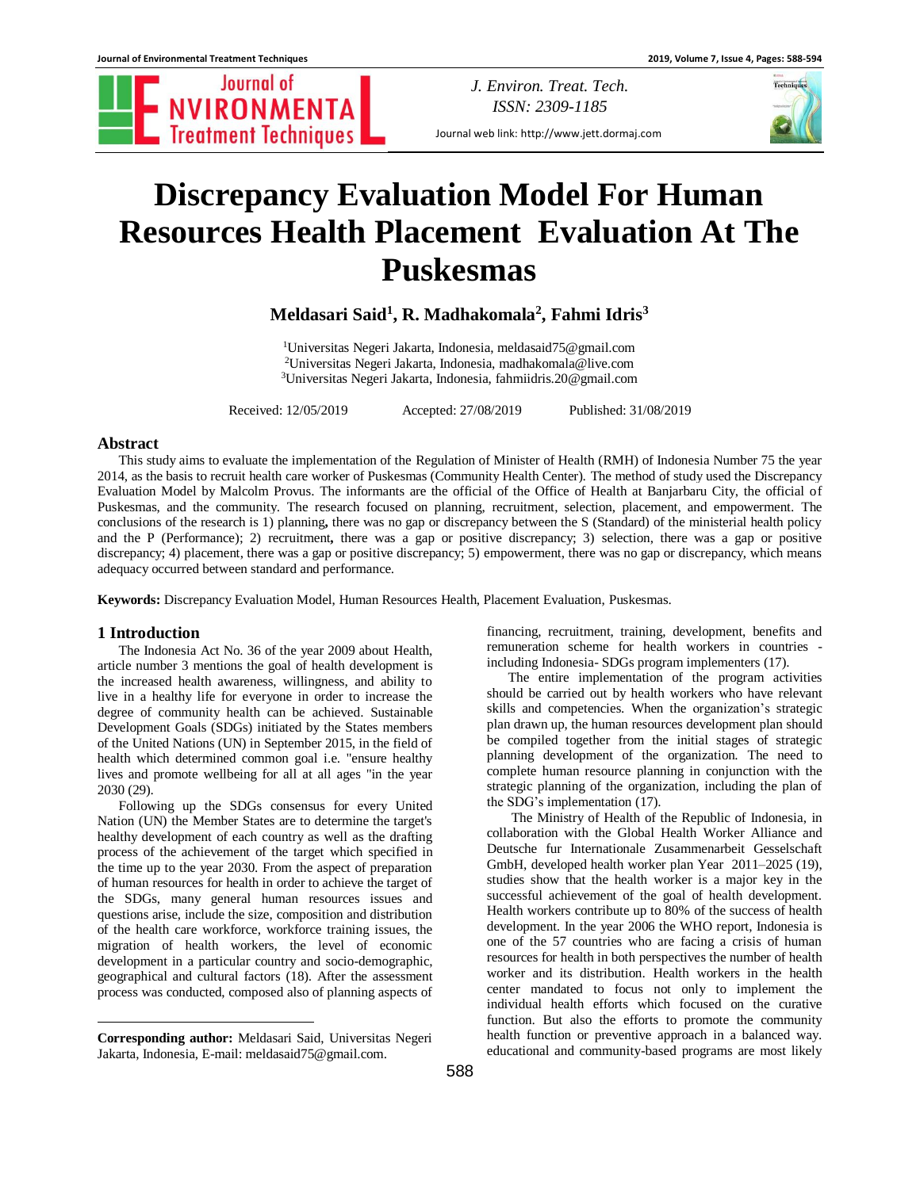# Discrepancy Evaluation Model For Human Resources Health Placement Evaluation At The Puskesmas

**Meldasari Said[1], R. Madhakomala[2], Fahmi Idris[3]**

[1]Universitas Negeri Jakarta, Indonesia, meldasaid75@gmail.com
[2]Universitas Negeri Jakarta, Indonesia, madhakomala@live.com
[3]Universitas Negeri Jakarta, Indonesia, fahmiidris.20@gmail.com

Received: 12/05/2019 Accepted: 27/08/2019 Published: 31/08/2019

## Abstract

This study aims to evaluate the implementation of the Regulation of Minister of Health (RMH) of Indonesia Number 75 the year 2014, as the basis to recruit health care worker of Puskesmas (Community Health Center). The method of study used the Discrepancy Evaluation Model by Malcolm Provus. The informants are the official of the Office of Health at Banjarbaru City, the official of Puskesmas, and the community. The research focused on planning, recruitment, selection, placement, and empowerment. The conclusions of the research is 1) planning**,** there was no gap or discrepancy between the S (Standard) of the ministerial health policy and the P (Performance); 2) recruitment**,** there was a gap or positive discrepancy; 3) selection, there was a gap or positive discrepancy; 4) placement, there was a gap or positive discrepancy; 5) empowerment, there was no gap or discrepancy, which means adequacy occurred between standard and performance.

**Keywords:** Discrepancy Evaluation Model, Human Resources Health, Placement Evaluation, Puskesmas.

## 1 Introduction

The Indonesia Act No. 36 of the year 2009 about Health, article number 3 mentions the goal of health development is the increased health awareness, willingness, and ability to live in a healthy life for everyone in order to increase the degree of community health can be achieved. Sustainable Development Goals (SDGs) initiated by the States members of the United Nations (UN) in September 2015, in the field of health which determined common goal i.e. "ensure healthy lives and promote wellbeing for all at all ages "in the year 2030 (29).

Following up the SDGs consensus for every United Nation (UN) the Member States are to determine the target's healthy development of each country as well as the drafting process of the achievement of the target which specified in the time up to the year 2030. From the aspect of preparation of human resources for health in order to achieve the target of the SDGs, many general human resources issues and questions arise, include the size, composition and distribution of the health care workforce, workforce training issues, the migration of health workers, the level of economic development in a particular country and socio-demographic, geographical and cultural factors (18). After the assessment process was conducted, composed also of planning aspects of financing, recruitment, training, development, benefits and remuneration scheme for health workers in countries - including Indonesia- SDGs program implementers (17).

The entire implementation of the program activities should be carried out by health workers who have relevant skills and competencies. When the organization's strategic plan drawn up, the human resources development plan should be compiled together from the initial stages of strategic planning development of the organization. The need to complete human resource planning in conjunction with the strategic planning of the organization, including the plan of the SDG's implementation (17).

The Ministry of Health of the Republic of Indonesia, in collaboration with the Global Health Worker Alliance and Deutsche fur Internationale Zusammenarbeit Gesselschaft GmbH, developed health worker plan Year 2011–2025 (19), studies show that the health worker is a major key in the successful achievement of the goal of health development. Health workers contribute up to 80% of the success of health development. In the year 2006 the WHO report, Indonesia is one of the 57 countries who are facing a crisis of human resources for health in both perspectives the number of health worker and its distribution. Health workers in the health center mandated to focus not only to implement the individual health efforts which focused on the curative function. But also the efforts to promote the community health function or preventive approach in a balanced way. educational and community-based programs are most likely

**Corresponding author:** Meldasari Said, Universitas Negeri Jakarta, Indonesia, E-mail: meldasaid75@gmail.com.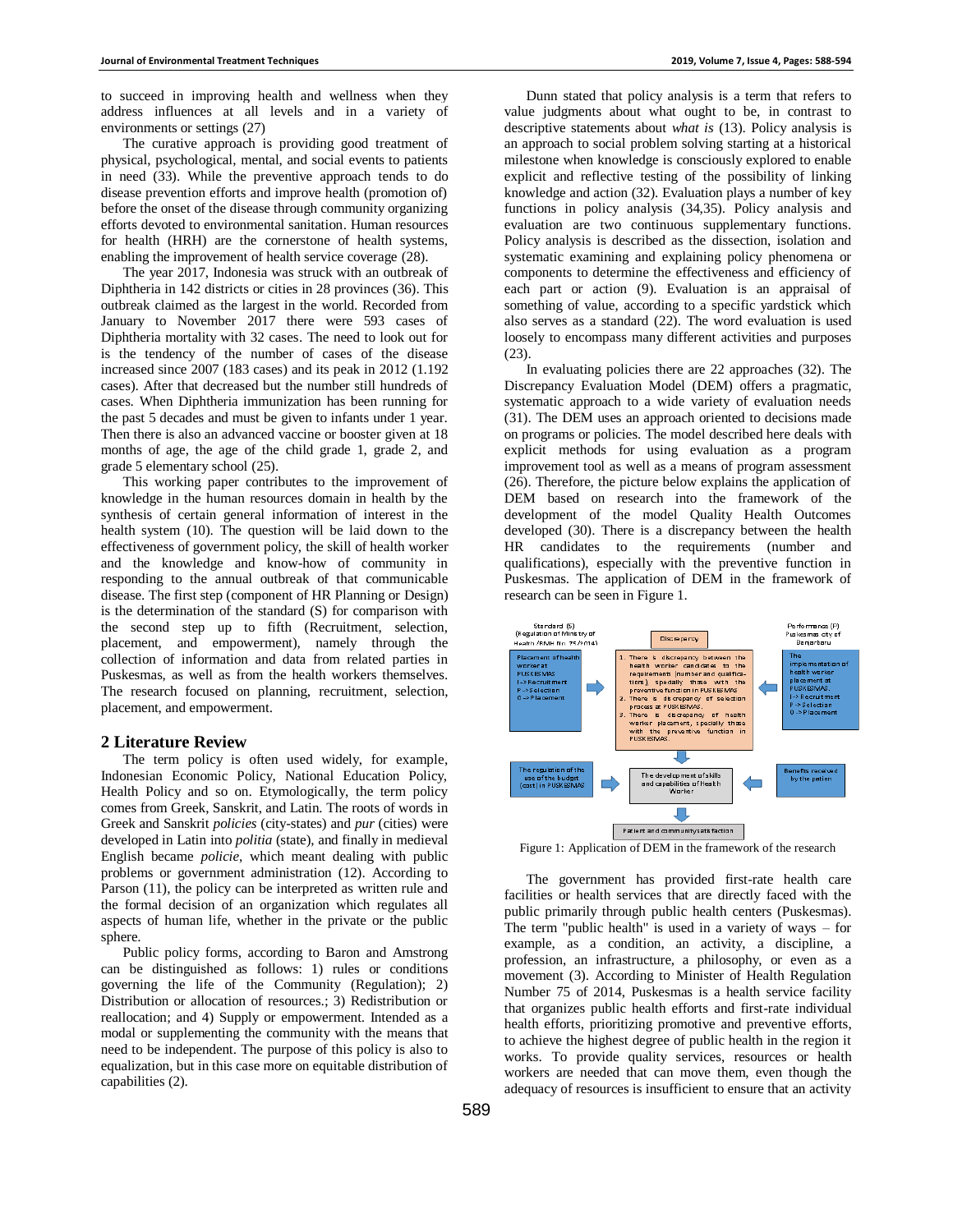to succeed in improving health and wellness when they address influences at all levels and in a variety of environments or settings (27)

The curative approach is providing good treatment of physical, psychological, mental, and social events to patients in need (33). While the preventive approach tends to do disease prevention efforts and improve health (promotion of) before the onset of the disease through community organizing efforts devoted to environmental sanitation. Human resources for health (HRH) are the cornerstone of health systems, enabling the improvement of health service coverage (28).

The year 2017, Indonesia was struck with an outbreak of Diphtheria in 142 districts or cities in 28 provinces (36). This outbreak claimed as the largest in the world. Recorded from January to November 2017 there were 593 cases of Diphtheria mortality with 32 cases. The need to look out for is the tendency of the number of cases of the disease increased since 2007 (183 cases) and its peak in 2012 (1.192 cases). After that decreased but the number still hundreds of cases. When Diphtheria immunization has been running for the past 5 decades and must be given to infants under 1 year. Then there is also an advanced vaccine or booster given at 18 months of age, the age of the child grade 1, grade 2, and grade 5 elementary school (25).

This working paper contributes to the improvement of knowledge in the human resources domain in health by the synthesis of certain general information of interest in the health system (10). The question will be laid down to the effectiveness of government policy, the skill of health worker and the knowledge and know-how of community in responding to the annual outbreak of that communicable disease. The first step (component of HR Planning or Design) is the determination of the standard (S) for comparison with the second step up to fifth (Recruitment, selection, placement, and empowerment), namely through the collection of information and data from related parties in Puskesmas, as well as from the health workers themselves. The research focused on planning, recruitment, selection, placement, and empowerment.

## 2 Literature Review

The term policy is often used widely, for example, Indonesian Economic Policy, National Education Policy, Health Policy and so on. Etymologically, the term policy comes from Greek, Sanskrit, and Latin. The roots of words in Greek and Sanskrit *policies* (city-states) and *pur* (cities) were developed in Latin into *politia* (state), and finally in medieval English became *policie*, which meant dealing with public problems or government administration (12). According to Parson (11), the policy can be interpreted as written rule and the formal decision of an organization which regulates all aspects of human life, whether in the private or the public sphere.

Public policy forms, according to Baron and Amstrong can be distinguished as follows: 1) rules or conditions governing the life of the Community (Regulation); 2) Distribution or allocation of resources.; 3) Redistribution or reallocation; and 4) Supply or empowerment. Intended as a modal or supplementing the community with the means that need to be independent. The purpose of this policy is also to equalization, but in this case more on equitable distribution of capabilities (2).

Dunn stated that policy analysis is a term that refers to value judgments about what ought to be, in contrast to descriptive statements about *what is* (13). Policy analysis is an approach to social problem solving starting at a historical milestone when knowledge is consciously explored to enable explicit and reflective testing of the possibility of linking knowledge and action (32). Evaluation plays a number of key functions in policy analysis (34,35). Policy analysis and evaluation are two continuous supplementary functions. Policy analysis is described as the dissection, isolation and systematic examining and explaining policy phenomena or components to determine the effectiveness and efficiency of each part or action (9). Evaluation is an appraisal of something of value, according to a specific yardstick which also serves as a standard (22). The word evaluation is used loosely to encompass many different activities and purposes (23).

In evaluating policies there are 22 approaches (32). The Discrepancy Evaluation Model (DEM) offers a pragmatic, systematic approach to a wide variety of evaluation needs (31). The DEM uses an approach oriented to decisions made on programs or policies. The model described here deals with explicit methods for using evaluation as a program improvement tool as well as a means of program assessment (26). Therefore, the picture below explains the application of DEM based on research into the framework of the development of the model Quality Health Outcomes developed (30). There is a discrepancy between the health HR candidates to the requirements (number and qualifications), especially with the preventive function in Puskesmas. The application of DEM in the framework of research can be seen in Figure 1.

Standard (S) (Regulation of Ministry of Health (RMH No. 75/2014)

Placement of health worker at PUSKESMAS
I -> Recruitment
P -> Selection
O -> Placement

Discrepancy

1. There is discrepancy between the health worker candidates to the requirements (number and qualifications), specially those with the preventive function in PUSKESMAS
2. There is discrepancy of selection process at PUSKESMAS.
3. There is discrepancy of health worker placement, specially those with the preventive function in PUSKESMAS.

Performance (P) Puskesmas city of Banjarbaru

The implementation of health worker placement at PUSKESMAS.
I -> Recruitment
P -> Selection
O -> Placement

The regulation of the use of the budget (cost) in PUSKESMAS

The development of skills and capabilities of Health Worker

Benefits received by the patien

Patient and community satisfaction

Figure 1: Application of DEM in the framework of the research

The government has provided first-rate health care facilities or health services that are directly faced with the public primarily through public health centers (Puskesmas). The term "public health" is used in a variety of ways – for example, as a condition, an activity, a discipline, a profession, an infrastructure, a philosophy, or even as a movement (3). According to Minister of Health Regulation Number 75 of 2014, Puskesmas is a health service facility that organizes public health efforts and first-rate individual health efforts, prioritizing promotive and preventive efforts, to achieve the highest degree of public health in the region it works. To provide quality services, resources or health workers are needed that can move them, even though the adequacy of resources is insufficient to ensure that an activity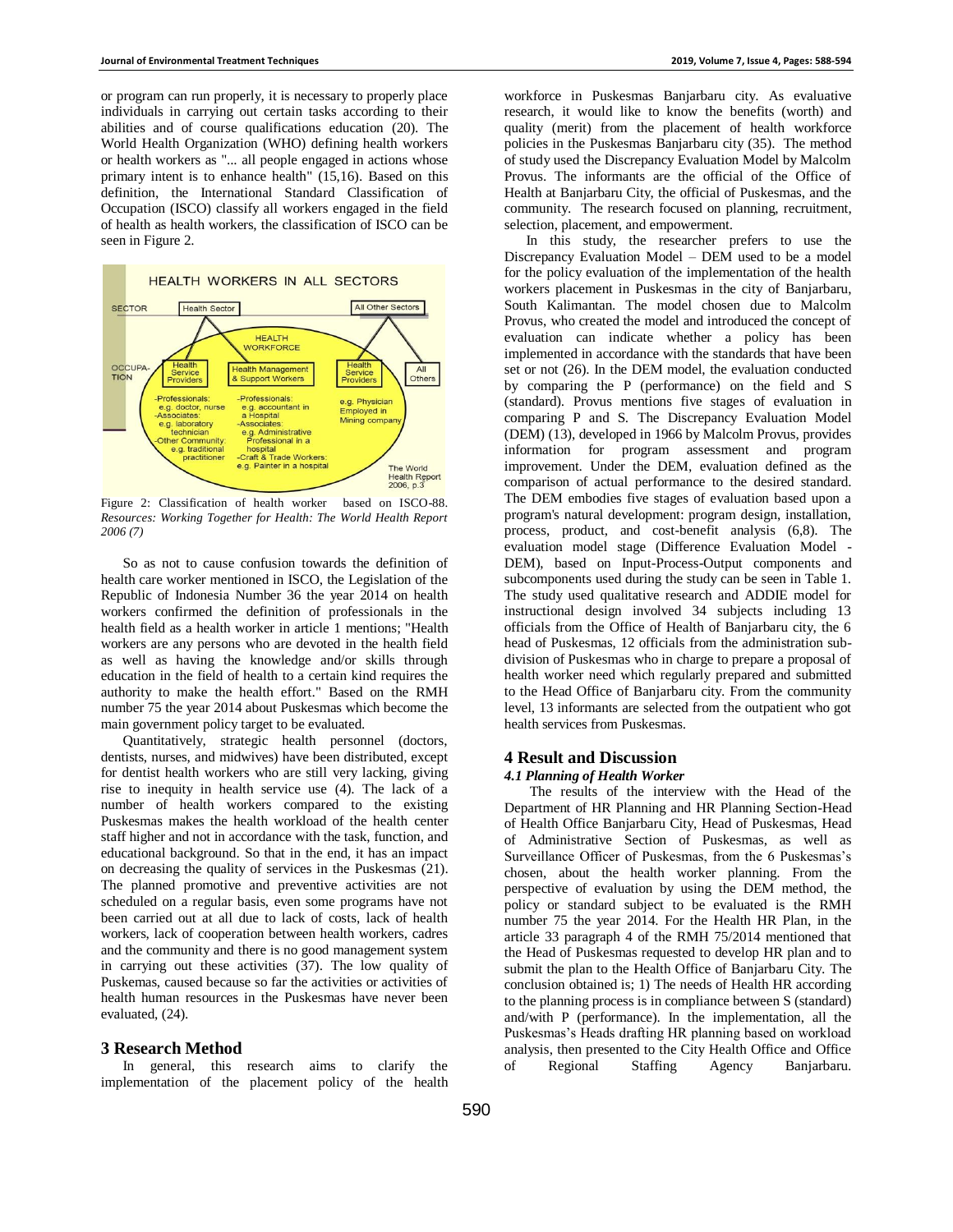or program can run properly, it is necessary to properly place individuals in carrying out certain tasks according to their abilities and of course qualifications education (20). The World Health Organization (WHO) defining health workers or health workers as "... all people engaged in actions whose primary intent is to enhance health" (15,16). Based on this definition, the International Standard Classification of Occupation (ISCO) classify all workers engaged in the field of health as health workers, the classification of ISCO can be seen in Figure 2.

Figure 2: Classification of health worker based on ISCO-88. *Resources: Working Together for Health: The World Health Report 2006 (7)*

So as not to cause confusion towards the definition of health care worker mentioned in ISCO, the Legislation of the Republic of Indonesia Number 36 the year 2014 on health workers confirmed the definition of professionals in the health field as a health worker in article 1 mentions; "Health workers are any persons who are devoted in the health field as well as having the knowledge and/or skills through education in the field of health to a certain kind requires the authority to make the health effort." Based on the RMH number 75 the year 2014 about Puskesmas which become the main government policy target to be evaluated.

Quantitatively, strategic health personnel (doctors, dentists, nurses, and midwives) have been distributed, except for dentist health workers who are still very lacking, giving rise to inequity in health service use (4). The lack of a number of health workers compared to the existing Puskesmas makes the health workload of the health center staff higher and not in accordance with the task, function, and educational background. So that in the end, it has an impact on decreasing the quality of services in the Puskesmas (21). The planned promotive and preventive activities are not scheduled on a regular basis, even some programs have not been carried out at all due to lack of costs, lack of health workers, lack of cooperation between health workers, cadres and the community and there is no good management system in carrying out these activities (37). The low quality of Puskemas, caused because so far the activities or activities of health human resources in the Puskesmas have never been evaluated, (24).

## 3 Research Method

In general, this research aims to clarify the implementation of the placement policy of the health workforce in Puskesmas Banjarbaru city. As evaluative research, it would like to know the benefits (worth) and quality (merit) from the placement of health workforce policies in the Puskesmas Banjarbaru city (35). The method of study used the Discrepancy Evaluation Model by Malcolm Provus. The informants are the official of the Office of Health at Banjarbaru City, the official of Puskesmas, and the community. The research focused on planning, recruitment, selection, placement, and empowerment.

In this study, the researcher prefers to use the Discrepancy Evaluation Model – DEM used to be a model for the policy evaluation of the implementation of the health workers placement in Puskesmas in the city of Banjarbaru, South Kalimantan. The model chosen due to Malcolm Provus, who created the model and introduced the concept of evaluation can indicate whether a policy has been implemented in accordance with the standards that have been set or not (26). In the DEM model, the evaluation conducted by comparing the P (performance) on the field and S (standard). Provus mentions five stages of evaluation in comparing P and S. The Discrepancy Evaluation Model (DEM) (13), developed in 1966 by Malcolm Provus, provides information for program assessment and program improvement. Under the DEM, evaluation defined as the comparison of actual performance to the desired standard. The DEM embodies five stages of evaluation based upon a program's natural development: program design, installation, process, product, and cost-benefit analysis (6,8). The evaluation model stage (Difference Evaluation Model - DEM), based on Input-Process-Output components and subcomponents used during the study can be seen in Table 1. The study used qualitative research and ADDIE model for instructional design involved 34 subjects including 13 officials from the Office of Health of Banjarbaru city, the 6 head of Puskesmas, 12 officials from the administration sub-division of Puskesmas who in charge to prepare a proposal of health worker need which regularly prepared and submitted to the Head Office of Banjarbaru city. From the community level, 13 informants are selected from the outpatient who got health services from Puskesmas.

## 4 Result and Discussion

### *4.1 Planning of Health Worker*

The results of the interview with the Head of the Department of HR Planning and HR Planning Section-Head of Health Office Banjarbaru City, Head of Puskesmas, Head of Administrative Section of Puskesmas, as well as Surveillance Officer of Puskesmas, from the 6 Puskesmas's chosen, about the health worker planning. From the perspective of evaluation by using the DEM method, the policy or standard subject to be evaluated is the RMH number 75 the year 2014. For the Health HR Plan, in the article 33 paragraph 4 of the RMH 75/2014 mentioned that the Head of Puskesmas requested to develop HR plan and to submit the plan to the Health Office of Banjarbaru City. The conclusion obtained is; 1) The needs of Health HR according to the planning process is in compliance between S (standard) and/with P (performance). In the implementation, all the Puskesmas's Heads drafting HR planning based on workload analysis, then presented to the City Health Office and Office of Regional Staffing Agency Banjarbaru.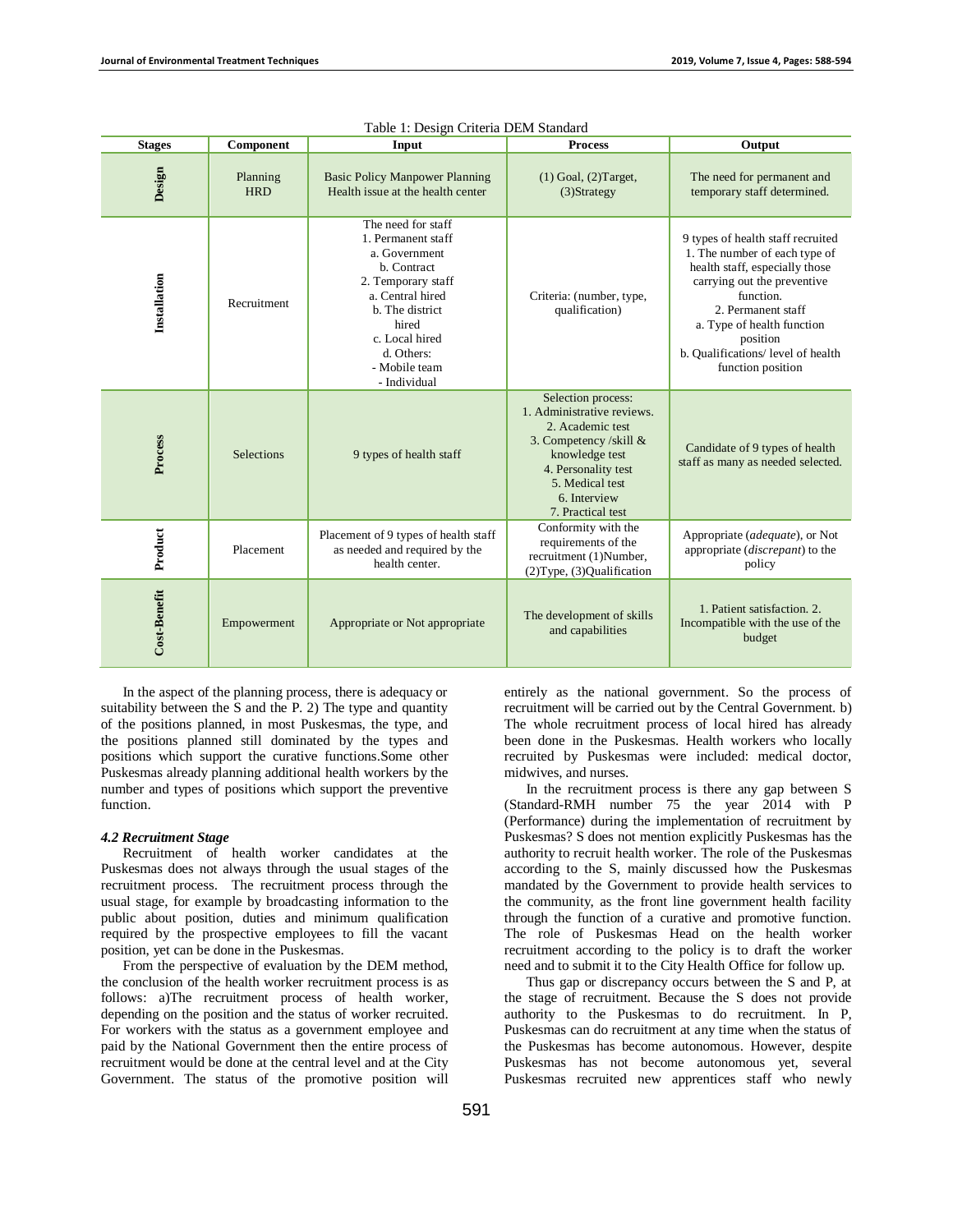Table 1: Design Criteria DEM Standard

| Stages | Component | Input | Process | Output |
|---|---|---|---|---|
| Design | Planning HRD | Basic Policy Manpower Planning Health issue at the health center | (1) Goal, (2)Target, (3)Strategy | The need for permanent and temporary staff determined. |
| Installation | Recruitment | The need for staff 1. Permanent staff a. Government b. Contract 2. Temporary staff a. Central hired b. The district hired c. Local hired d. Others: - Mobile team - Individual | Criteria: (number, type, qualification) | 9 types of health staff recruited 1. The number of each type of health staff, especially those carrying out the preventive function. 2. Permanent staff a. Type of health function position b. Qualifications/ level of health function position |
| Process | Selections | 9 types of health staff | Selection process: 1. Administrative reviews. 2. Academic test 3. Competency /skill & knowledge test 4. Personality test 5. Medical test 6. Interview 7. Practical test | Candidate of 9 types of health staff as many as needed selected. |
| Product | Placement | Placement of 9 types of health staff as needed and required by the health center. | Conformity with the requirements of the recruitment (1)Number, (2)Type, (3)Qualification | Appropriate (*adequate*), or Not appropriate (*discrepant*) to the policy |
| Cost-Benefit | Empowerment | Appropriate or Not appropriate | The development of skills and capabilities | 1. Patient satisfaction. 2. Incompatible with the use of the budget |

In the aspect of the planning process, there is adequacy or suitability between the S and the P. 2) The type and quantity of the positions planned, in most Puskesmas, the type, and the positions planned still dominated by the types and positions which support the curative functions.Some other Puskesmas already planning additional health workers by the number and types of positions which support the preventive function.

### *4.2 Recruitment Stage*

Recruitment of health worker candidates at the Puskesmas does not always through the usual stages of the recruitment process. The recruitment process through the usual stage, for example by broadcasting information to the public about position, duties and minimum qualification required by the prospective employees to fill the vacant position, yet can be done in the Puskesmas.

From the perspective of evaluation by the DEM method, the conclusion of the health worker recruitment process is as follows: a)The recruitment process of health worker, depending on the position and the status of worker recruited. For workers with the status as a government employee and paid by the National Government then the entire process of recruitment would be done at the central level and at the City Government. The status of the promotive position will entirely as the national government. So the process of recruitment will be carried out by the Central Government. b) The whole recruitment process of local hired has already been done in the Puskesmas. Health workers who locally recruited by Puskesmas were included: medical doctor, midwives, and nurses.

In the recruitment process is there any gap between S (Standard-RMH number 75 the year 2014 with P (Performance) during the implementation of recruitment by Puskesmas? S does not mention explicitly Puskesmas has the authority to recruit health worker. The role of the Puskesmas according to the S, mainly discussed how the Puskesmas mandated by the Government to provide health services to the community, as the front line government health facility through the function of a curative and promotive function. The role of Puskesmas Head on the health worker recruitment according to the policy is to draft the worker need and to submit it to the City Health Office for follow up.

Thus gap or discrepancy occurs between the S and P, at the stage of recruitment. Because the S does not provide authority to the Puskesmas to do recruitment. In P, Puskesmas can do recruitment at any time when the status of the Puskesmas has become autonomous. However, despite Puskesmas has not become autonomous yet, several Puskesmas recruited new apprentices staff who newly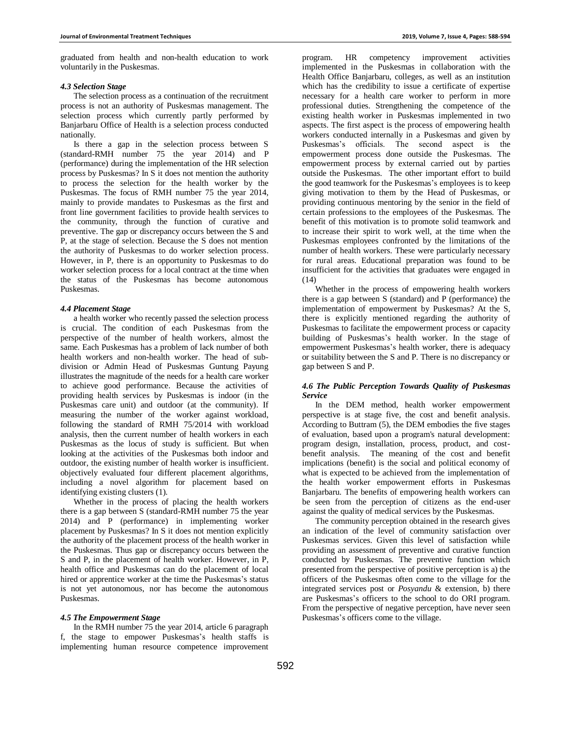graduated from health and non-health education to work voluntarily in the Puskesmas.

### *4.3 Selection Stage*

The selection process as a continuation of the recruitment process is not an authority of Puskesmas management. The selection process which currently partly performed by Banjarbaru Office of Health is a selection process conducted nationally.

Is there a gap in the selection process between S (standard-RMH number 75 the year 2014) and P (performance) during the implementation of the HR selection process by Puskesmas? In S it does not mention the authority to process the selection for the health worker by the Puskesmas. The focus of RMH number 75 the year 2014, mainly to provide mandates to Puskesmas as the first and front line government facilities to provide health services to the community, through the function of curative and preventive. The gap or discrepancy occurs between the S and P, at the stage of selection. Because the S does not mention the authority of Puskesmas to do worker selection process. However, in P, there is an opportunity to Puskesmas to do worker selection process for a local contract at the time when the status of the Puskesmas has become autonomous Puskesmas.

### *4.4 Placement Stage*

a health worker who recently passed the selection process is crucial. The condition of each Puskesmas from the perspective of the number of health workers, almost the same. Each Puskesmas has a problem of lack number of both health workers and non-health worker. The head of sub-division or Admin Head of Puskesmas Guntung Payung illustrates the magnitude of the needs for a health care worker to achieve good performance. Because the activities of providing health services by Puskesmas is indoor (in the Puskesmas care unit) and outdoor (at the community). If measuring the number of the worker against workload, following the standard of RMH 75/2014 with workload analysis, then the current number of health workers in each Puskesmas as the locus of study is sufficient. But when looking at the activities of the Puskesmas both indoor and outdoor, the existing number of health worker is insufficient. objectively evaluated four different placement algorithms, including a novel algorithm for placement based on identifying existing clusters (1).

Whether in the process of placing the health workers there is a gap between S (standard-RMH number 75 the year 2014) and P (performance) in implementing worker placement by Puskesmas? In S it does not mention explicitly the authority of the placement process of the health worker in the Puskesmas. Thus gap or discrepancy occurs between the S and P, in the placement of health worker. However, in P, health office and Puskesmas can do the placement of local hired or apprentice worker at the time the Puskesmas's status is not yet autonomous, nor has become the autonomous Puskesmas.

### *4.5 The Empowerment Stage*

In the RMH number 75 the year 2014, article 6 paragraph f, the stage to empower Puskesmas's health staffs is implementing human resource competence improvement program. HR competency improvement activities implemented in the Puskesmas in collaboration with the Health Office Banjarbaru, colleges, as well as an institution which has the credibility to issue a certificate of expertise necessary for a health care worker to perform in more professional duties. Strengthening the competence of the existing health worker in Puskesmas implemented in two aspects. The first aspect is the process of empowering health workers conducted internally in a Puskesmas and given by Puskesmas's officials. The second aspect is the empowerment process done outside the Puskesmas. The empowerment process by external carried out by parties outside the Puskesmas. The other important effort to build the good teamwork for the Puskesmas's employees is to keep giving motivation to them by the Head of Puskesmas, or providing continuous mentoring by the senior in the field of certain professions to the employees of the Puskesmas. The benefit of this motivation is to promote solid teamwork and to increase their spirit to work well, at the time when the Puskesmas employees confronted by the limitations of the number of health workers. These were particularly necessary for rural areas. Educational preparation was found to be insufficient for the activities that graduates were engaged in (14)

Whether in the process of empowering health workers there is a gap between S (standard) and P (performance) the implementation of empowerment by Puskesmas? At the S, there is explicitly mentioned regarding the authority of Puskesmas to facilitate the empowerment process or capacity building of Puskesmas's health worker. In the stage of empowerment Puskesmas's health worker, there is adequacy or suitability between the S and P. There is no discrepancy or gap between S and P.

### *4.6 The Public Perception Towards Quality of Puskesmas Service*

In the DEM method, health worker empowerment perspective is at stage five, the cost and benefit analysis. According to Buttram (5), the DEM embodies the five stages of evaluation, based upon a program's natural development: program design, installation, process, product, and cost-benefit analysis. The meaning of the cost and benefit implications (benefit) is the social and political economy of what is expected to be achieved from the implementation of the health worker empowerment efforts in Puskesmas Banjarbaru. The benefits of empowering health workers can be seen from the perception of citizens as the end-user against the quality of medical services by the Puskesmas.

The community perception obtained in the research gives an indication of the level of community satisfaction over Puskesmas services. Given this level of satisfaction while providing an assessment of preventive and curative function conducted by Puskesmas. The preventive function which presented from the perspective of positive perception is a) the officers of the Puskesmas often come to the village for the integrated services post or *Posyandu* & extension, b) there are Puskesmas's officers to the school to do ORI program. From the perspective of negative perception, have never seen Puskesmas's officers come to the village.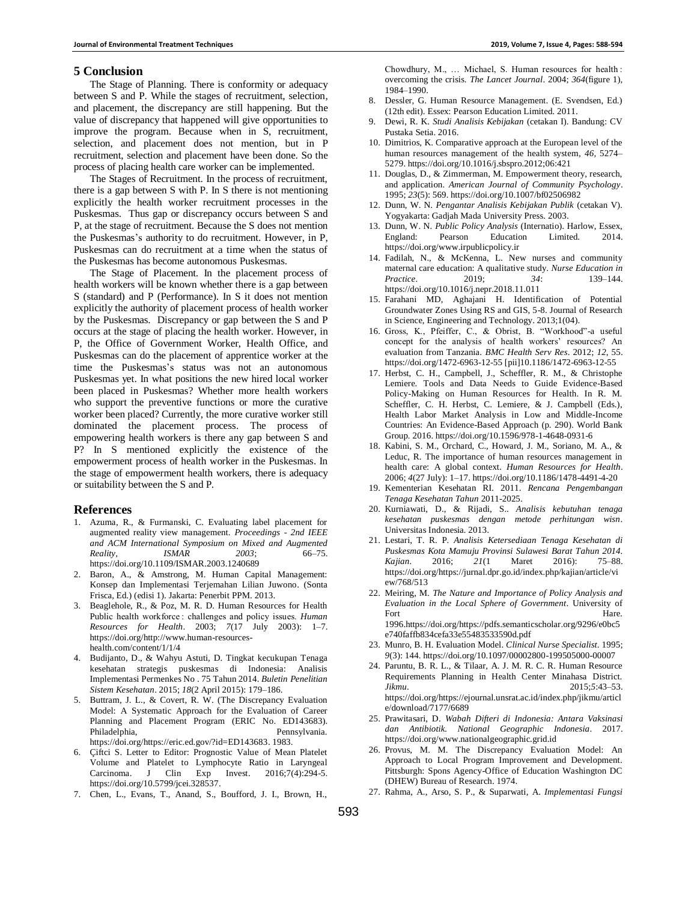## 5 Conclusion

The Stage of Planning. There is conformity or adequacy between S and P. While the stages of recruitment, selection, and placement, the discrepancy are still happening. But the value of discrepancy that happened will give opportunities to improve the program. Because when in S, recruitment, selection, and placement does not mention, but in P recruitment, selection and placement have been done. So the process of placing health care worker can be implemented.

The Stages of Recruitment. In the process of recruitment, there is a gap between S with P. In S there is not mentioning explicitly the health worker recruitment processes in the Puskesmas. Thus gap or discrepancy occurs between S and P, at the stage of recruitment. Because the S does not mention the Puskesmas's authority to do recruitment. However, in P, Puskesmas can do recruitment at a time when the status of the Puskesmas has become autonomous Puskesmas.

The Stage of Placement. In the placement process of health workers will be known whether there is a gap between S (standard) and P (Performance). In S it does not mention explicitly the authority of placement process of health worker by the Puskesmas. Discrepancy or gap between the S and P occurs at the stage of placing the health worker. However, in P, the Office of Government Worker, Health Office, and Puskesmas can do the placement of apprentice worker at the time the Puskesmas's status was not an autonomous Puskesmas yet. In what positions the new hired local worker been placed in Puskesmas? Whether more health workers who support the preventive functions or more the curative worker been placed? Currently, the more curative worker still dominated the placement process. The process of empowering health workers is there any gap between S and P? In S mentioned explicitly the existence of the empowerment process of health worker in the Puskesmas. In the stage of empowerment health workers, there is adequacy or suitability between the S and P.

## References

1. Azuma, R., & Furmanski, C. Evaluating label placement for augmented reality view management. *Proceedings - 2nd IEEE and ACM International Symposium on Mixed and Augmented Reality, ISMAR 2003*; 66–75. https://doi.org/10.1109/ISMAR.2003.1240689
2. Baron, A., & Amstrong, M. Human Capital Management: Konsep dan Implementasi Terjemahan Lilian Juwono. (Sonta Frisca, Ed.) (edisi 1). Jakarta: Penerbit PPM. 2013.
3. Beaglehole, R., & Poz, M. R. D. Human Resources for Health Public health workforce : challenges and policy issues. *Human Resources for Health*. 2003; *7*(17 July 2003): 1–7. https://doi.org/http://www.human-resources-health.com/content/1/1/4
4. Budijanto, D., & Wahyu Astuti, D. Tingkat kecukupan Tenaga kesehatan strategis puskesmas di Indonesia: Analisis Implementasi Permenkes No . 75 Tahun 2014. *Buletin Penelitian Sistem Kesehatan*. 2015; *18*(2 April 2015): 179–186.
5. Buttram, J. L., & Covert, R. W. (The Discrepancy Evaluation Model: A Systematic Approach for the Evaluation of Career Planning and Placement Program (ERIC No. ED143683). Philadelphia, Pennsylvania. https://doi.org/https://eric.ed.gov/?id=ED143683. 1983.
6. Çiftci S. Letter to Editor: Prognostic Value of Mean Platelet Volume and Platelet to Lymphocyte Ratio in Laryngeal Carcinoma. J Clin Exp Invest. 2016;7(4):294-5. https://doi.org/10.5799/jcei.328537.
7. Chen, L., Evans, T., Anand, S., Boufford, J. I., Brown, H., Chowdhury, M., … Michael, S. Human resources for health : overcoming the crisis. *The Lancet Journal*. 2004; *364*(figure 1), 1984–1990.
8. Dessler, G. Human Resource Management. (E. Svendsen, Ed.) (12th edit). Essex: Pearson Education Limited. 2011.
9. Dewi, R. K. *Studi Analisis Kebijakan* (cetakan I). Bandung: CV Pustaka Setia. 2016.
10. Dimitrios, K. Comparative approach at the European level of the human resources management of the health system, *46*, 5274–5279. https://doi.org/10.1016/j.sbspro.2012;06:421
11. Douglas, D., & Zimmerman, M. Empowerment theory, research, and application. *American Journal of Community Psychology*. 1995; *23*(5): 569. https://doi.org/10.1007/bf02506982
12. Dunn, W. N. *Pengantar Analisis Kebijakan Publik* (cetakan V). Yogyakarta: Gadjah Mada University Press. 2003.
13. Dunn, W. N. *Public Policy Analysis* (Internatio). Harlow, Essex, England: Pearson Education Limited. 2014. https://doi.org/www.irpublicpolicy.ir
14. Fadilah, N., & McKenna, L. New nurses and community maternal care education: A qualitative study. *Nurse Education in Practice*. 2019; *34*: 139–144. https://doi.org/10.1016/j.nepr.2018.11.011
15. Farahani MD, Aghajani H. Identification of Potential Groundwater Zones Using RS and GIS, 5-8. Journal of Research in Science, Engineering and Technology. 2013;1(04).
16. Gross, K., Pfeiffer, C., & Obrist, B. "Workhood"-a useful concept for the analysis of health workers' resources? An evaluation from Tanzania. *BMC Health Serv Res*. 2012; *12*, 55. https://doi.org/10.1186/1472-6963-12-55 [pii]10.1186/1472-6963-12-55
17. Herbst, C. H., Campbell, J., Scheffler, R. M., & Christophe Lemiere. Tools and Data Needs to Guide Evidence-Based Policy-Making on Human Resources for Health. In R. M. Scheffler, C. H. Herbst, C. Lemiere, & J. Campbell (Eds.), Health Labor Market Analysis in Low and Middle-Income Countries: An Evidence-Based Approach (p. 290). World Bank Group. 2016. https://doi.org/10.1596/978-1-4648-0931-6
18. Kabini, S. M., Orchard, C., Howard, J. M., Soriano, M. A., & Leduc, R. The importance of human resources management in health care: A global context. *Human Resources for Health*. 2006; *4*(27 July): 1–17. https://doi.org/10.1186/1478-4491-4-20
19. Kementerian Kesehatan RI. 2011. *Rencana Pengembangan Tenaga Kesehatan Tahun* 2011-2025.
20. Kurniawati, D., & Rijadi, S.. *Analisis kebutuhan tenaga kesehatan puskesmas dengan metode perhitungan wisn*. Universitas Indonesia. 2013.
21. Lestari, T. R. P. *Analisis Ketersediaan Tenaga Kesehatan di Puskesmas Kota Mamuju Provinsi Sulawesi Barat Tahun 2014. Kajian*. 2016; *21*(1 Maret 2016): 75–88. https://doi.org/https://jurnal.dpr.go.id/index.php/kajian/article/view/768/513
22. Meiring, M. *The Nature and Importance of Policy Analysis and Evaluation in the Local Sphere of Government*. University of Fort Hare. 1996.https://doi.org/https://pdfs.semanticscholar.org/9296/e0bc5e740faffb834cefa33e55483533590d.pdf
23. Munro, B. H. Evaluation Model. *Clinical Nurse Specialist*. 1995; *9*(3): 144. https://doi.org/10.1097/00002800-199505000-00007
24. Paruntu, B. R. L., & Tilaar, A. J. M. R. C. R. Human Resource Requirements Planning in Health Center Minahasa District. *Jikmu*. 2015;*5*:43–53. https://doi.org/https://ejournal.unsrat.ac.id/index.php/jikmu/article/download/7177/6689
25. Prawitasari, D. *Wabah Difteri di Indonesia: Antara Vaksinasi dan Antibiotik. National Geographic Indonesia*. 2017. https://doi.org/www.nationalgeographic.grid.id
26. Provus, M. M. The Discrepancy Evaluation Model: An Approach to Local Program Improvement and Development. Pittsburgh: Spons Agency-Office of Education Washington DC (DHEW) Bureau of Research. 1974.
27. Rahma, A., Arso, S. P., & Suparwati, A. *Implementasi Fungsi*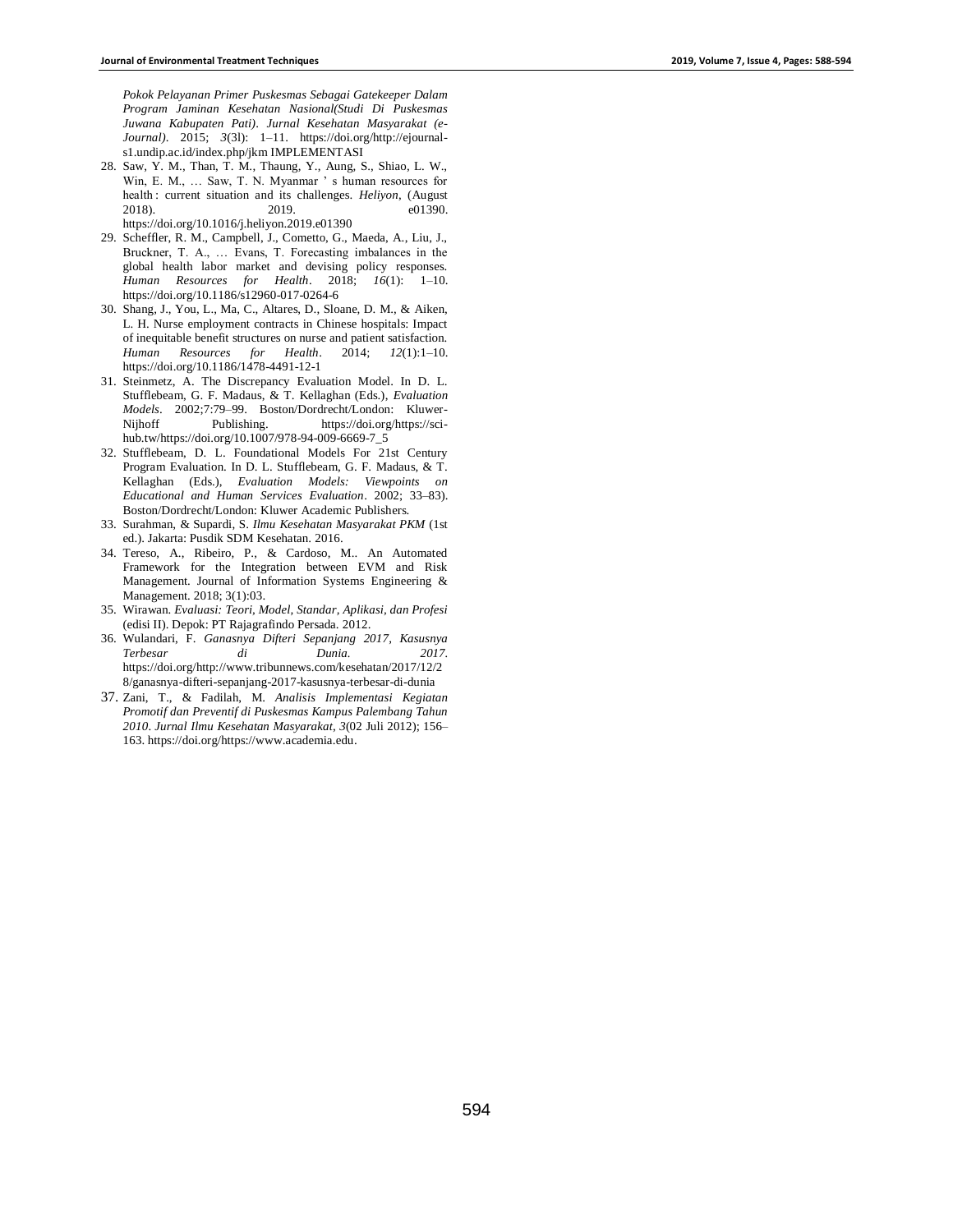*Pokok Pelayanan Primer Puskesmas Sebagai Gatekeeper Dalam Program Jaminan Kesehatan Nasional(Studi Di Puskesmas Juwana Kabupaten Pati)*. *Jurnal Kesehatan Masyarakat (e-Journal)*. 2015; *3*(3l): 1–11. https://doi.org/http://ejournal-s1.undip.ac.id/index.php/jkm IMPLEMENTASI

28. Saw, Y. M., Than, T. M., Thaung, Y., Aung, S., Shiao, L. W., Win, E. M., … Saw, T. N. Myanmar ' s human resources for health : current situation and its challenges. *Heliyon*, (August 2018). 2019. e01390. https://doi.org/10.1016/j.heliyon.2019.e01390
29. Scheffler, R. M., Campbell, J., Cometto, G., Maeda, A., Liu, J., Bruckner, T. A., … Evans, T. Forecasting imbalances in the global health labor market and devising policy responses. *Human Resources for Health*. 2018; *16*(1): 1–10. https://doi.org/10.1186/s12960-017-0264-6
30. Shang, J., You, L., Ma, C., Altares, D., Sloane, D. M., & Aiken, L. H. Nurse employment contracts in Chinese hospitals: Impact of inequitable benefit structures on nurse and patient satisfaction. *Human Resources for Health*. 2014; *12*(1):1–10. https://doi.org/10.1186/1478-4491-12-1
31. Steinmetz, A. The Discrepancy Evaluation Model. In D. L. Stufflebeam, G. F. Madaus, & T. Kellaghan (Eds.), *Evaluation Models*. 2002;7:79–99. Boston/Dordrecht/London: Kluwer-Nijhoff Publishing. https://doi.org/https://sci-hub.tw/https://doi.org/10.1007/978-94-009-6669-7_5
32. Stufflebeam, D. L. Foundational Models For 21st Century Program Evaluation. In D. L. Stufflebeam, G. F. Madaus, & T. Kellaghan (Eds.), *Evaluation Models: Viewpoints on Educational and Human Services Evaluation*. 2002; 33–83). Boston/Dordrecht/London: Kluwer Academic Publishers.
33. Surahman, & Supardi, S. *Ilmu Kesehatan Masyarakat PKM* (1st ed.). Jakarta: Pusdik SDM Kesehatan. 2016.
34. Tereso, A., Ribeiro, P., & Cardoso, M.. An Automated Framework for the Integration between EVM and Risk Management. Journal of Information Systems Engineering & Management. 2018; 3(1):03.
35. Wirawan. *Evaluasi: Teori, Model, Standar, Aplikasi, dan Profesi* (edisi II). Depok: PT Rajagrafindo Persada. 2012.
36. Wulandari, F. *Ganasnya Difteri Sepanjang 2017, Kasusnya Terbesar di Dunia. 2017*. https://doi.org/http://www.tribunnews.com/kesehatan/2017/12/28/ganasnya-difteri-sepanjang-2017-kasusnya-terbesar-di-dunia
37. Zani, T., & Fadilah, M. *Analisis Implementasi Kegiatan Promotif dan Preventif di Puskesmas Kampus Palembang Tahun 2010*. *Jurnal Ilmu Kesehatan Masyarakat*, *3*(02 Juli 2012); 156–163. https://doi.org/https://www.academia.edu.